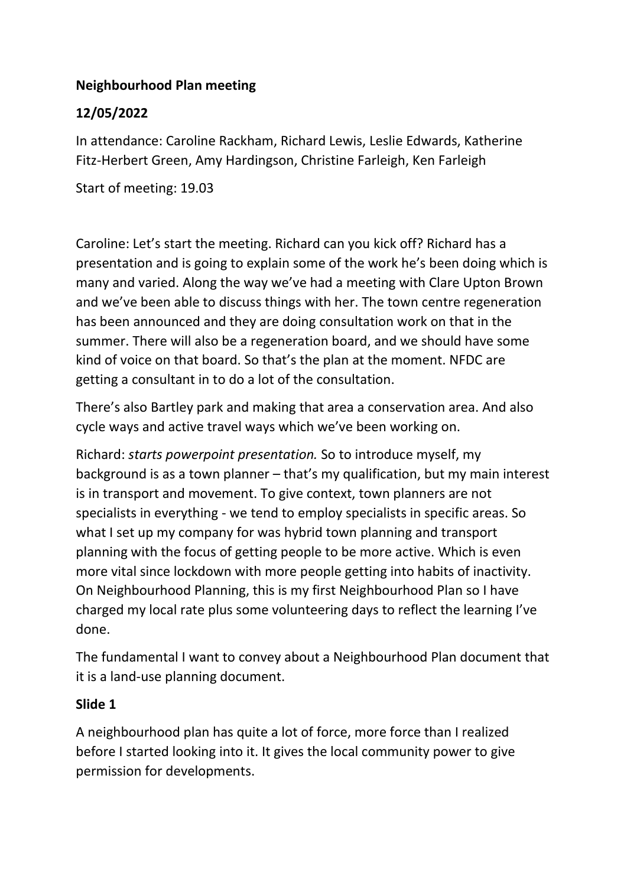**Neighbourhood Plan meeting**

**12/05/2022**

In attendance: Caroline Rackham, Richard Lewis, Leslie Edwards, Katherine Fitz-Herbert Green, Amy Hardingson, Christine Farleigh, Ken Farleigh

Start of meeting: 19.03

Caroline: Let's start the meeting. Richard can you kick off? Richard has a presentation and is going to explain some of the work he's been doing which is many and varied. Along the way we've had a meeting with Clare Upton Brown and we've been able to discuss things with her. The town centre regeneration has been announced and they are doing consultation work on that in the summer. There will also be a regeneration board, and we should have some kind of voice on that board. So that's the plan at the moment. NFDC are getting a consultant in to do a lot of the consultation.

There's also Bartley park and making that area a conservation area. And also cycle ways and active travel ways which we've been working on.

Richard: *starts powerpoint presentation.* So to introduce myself, my background is as a town planner – that's my qualification, but my main interest is in transport and movement. To give context, town planners are not specialists in everything - we tend to employ specialists in specific areas. So what I set up my company for was hybrid town planning and transport planning with the focus of getting people to be more active. Which is even more vital since lockdown with more people getting into habits of inactivity. On Neighbourhood Planning, this is my first Neighbourhood Plan so I have charged my local rate plus some volunteering days to reflect the learning I've done.

The fundamental I want to convey about a Neighbourhood Plan document that it is a land-use planning document.

**Slide 1**

A neighbourhood plan has quite a lot of force, more force than I realized before I started looking into it. It gives the local community power to give permission for developments.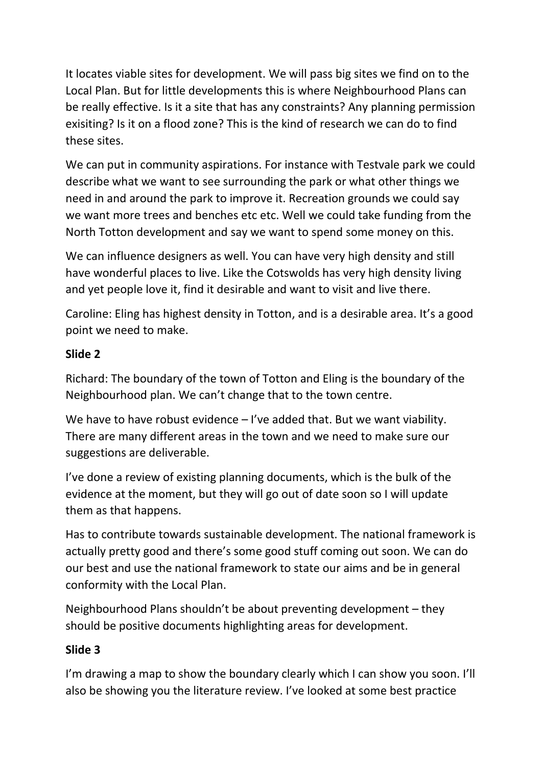It locates viable sites for development. We will pass big sites we find on to the Local Plan. But for little developments this is where Neighbourhood Plans can be really effective. Is it a site that has any constraints? Any planning permission exisiting? Is it on a flood zone? This is the kind of research we can do to find these sites.

We can put in community aspirations. For instance with Testvale park we could describe what we want to see surrounding the park or what other things we need in and around the park to improve it. Recreation grounds we could say we want more trees and benches etc etc. Well we could take funding from the North Totton development and say we want to spend some money on this.

We can influence designers as well. You can have very high density and still have wonderful places to live. Like the Cotswolds has very high density living and yet people love it, find it desirable and want to visit and live there.

Caroline: Eling has highest density in Totton, and is a desirable area. It's a good point we need to make.

**Slide 2**

Richard: The boundary of the town of Totton and Eling is the boundary of the Neighbourhood plan. We can't change that to the town centre.

We have to have robust evidence – I've added that. But we want viability. There are many different areas in the town and we need to make sure our suggestions are deliverable.

I've done a review of existing planning documents, which is the bulk of the evidence at the moment, but they will go out of date soon so I will update them as that happens.

Has to contribute towards sustainable development. The national framework is actually pretty good and there's some good stuff coming out soon. We can do our best and use the national framework to state our aims and be in general conformity with the Local Plan.

Neighbourhood Plans shouldn't be about preventing development – they should be positive documents highlighting areas for development.

**Slide 3**

I'm drawing a map to show the boundary clearly which I can show you soon. I'll also be showing you the literature review. I've looked at some best practice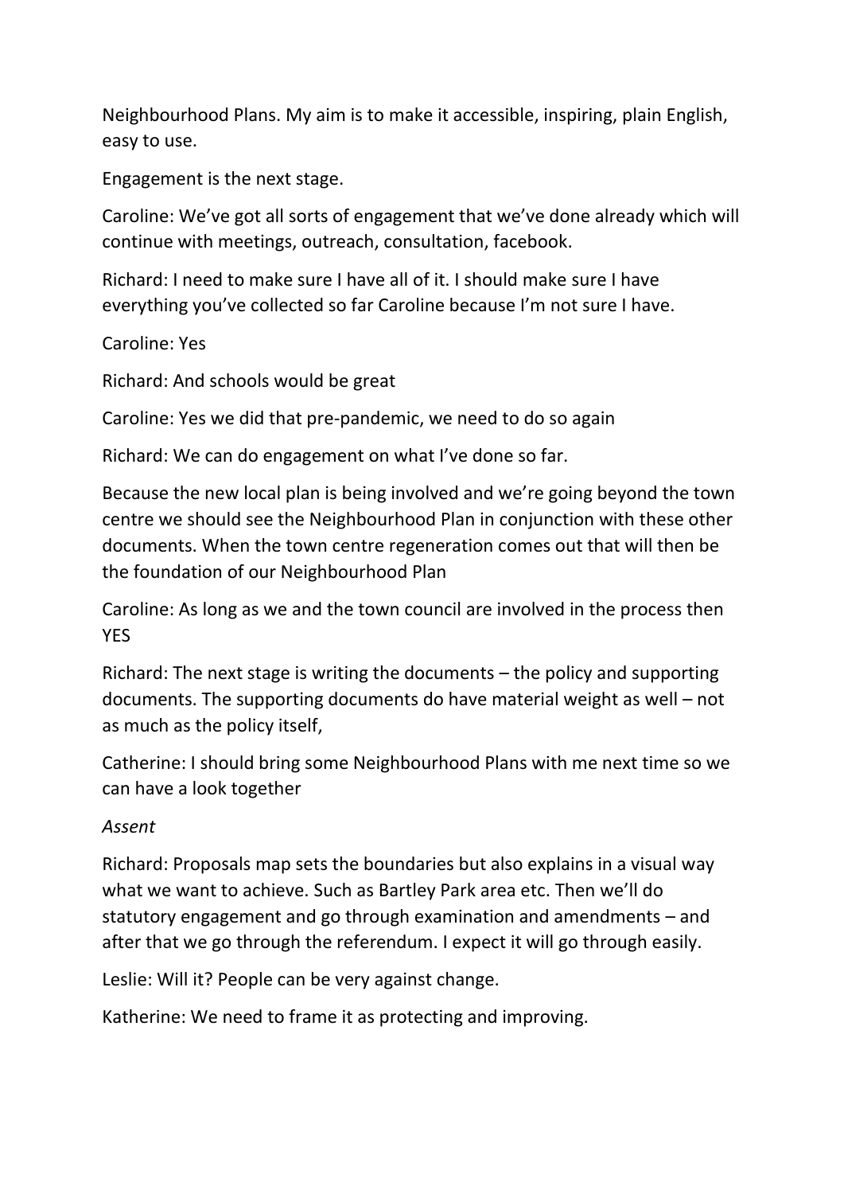Neighbourhood Plans. My aim is to make it accessible, inspiring, plain English, easy to use.

Engagement is the next stage.

Caroline: We've got all sorts of engagement that we've done already which will continue with meetings, outreach, consultation, facebook.

Richard: I need to make sure I have all of it. I should make sure I have everything you've collected so far Caroline because I'm not sure I have.

Caroline: Yes

Richard: And schools would be great

Caroline: Yes we did that pre-pandemic, we need to do so again

Richard: We can do engagement on what I've done so far.

Because the new local plan is being involved and we're going beyond the town centre we should see the Neighbourhood Plan in conjunction with these other documents. When the town centre regeneration comes out that will then be the foundation of our Neighbourhood Plan

Caroline: As long as we and the town council are involved in the process then YES

Richard: The next stage is writing the documents – the policy and supporting documents. The supporting documents do have material weight as well – not as much as the policy itself,

Catherine: I should bring some Neighbourhood Plans with me next time so we can have a look together

*Assent*

Richard: Proposals map sets the boundaries but also explains in a visual way what we want to achieve. Such as Bartley Park area etc. Then we'll do statutory engagement and go through examination and amendments – and after that we go through the referendum. I expect it will go through easily.

Leslie: Will it? People can be very against change.

Katherine: We need to frame it as protecting and improving.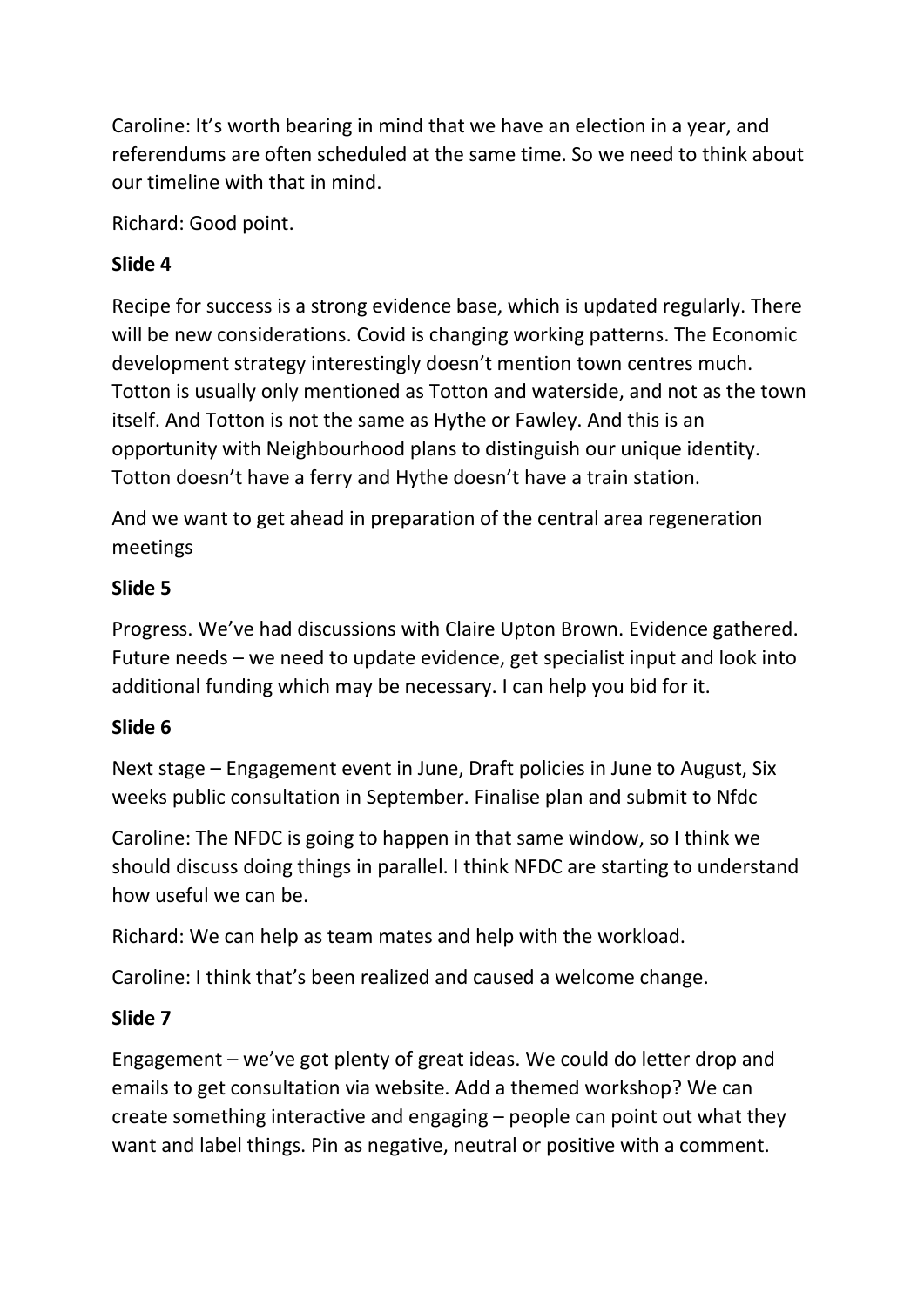Caroline: It's worth bearing in mind that we have an election in a year, and referendums are often scheduled at the same time. So we need to think about our timeline with that in mind.

Richard: Good point.

**Slide 4**

Recipe for success is a strong evidence base, which is updated regularly. There will be new considerations. Covid is changing working patterns. The Economic development strategy interestingly doesn't mention town centres much. Totton is usually only mentioned as Totton and waterside, and not as the town itself. And Totton is not the same as Hythe or Fawley. And this is an opportunity with Neighbourhood plans to distinguish our unique identity. Totton doesn't have a ferry and Hythe doesn't have a train station.

And we want to get ahead in preparation of the central area regeneration meetings

**Slide 5**

Progress. We've had discussions with Claire Upton Brown. Evidence gathered. Future needs – we need to update evidence, get specialist input and look into additional funding which may be necessary. I can help you bid for it.

**Slide 6**

Next stage – Engagement event in June, Draft policies in June to August, Six weeks public consultation in September. Finalise plan and submit to Nfdc

Caroline: The NFDC is going to happen in that same window, so I think we should discuss doing things in parallel. I think NFDC are starting to understand how useful we can be.

Richard: We can help as team mates and help with the workload.

Caroline: I think that's been realized and caused a welcome change.

**Slide 7**

Engagement – we've got plenty of great ideas. We could do letter drop and emails to get consultation via website. Add a themed workshop? We can create something interactive and engaging – people can point out what they want and label things. Pin as negative, neutral or positive with a comment.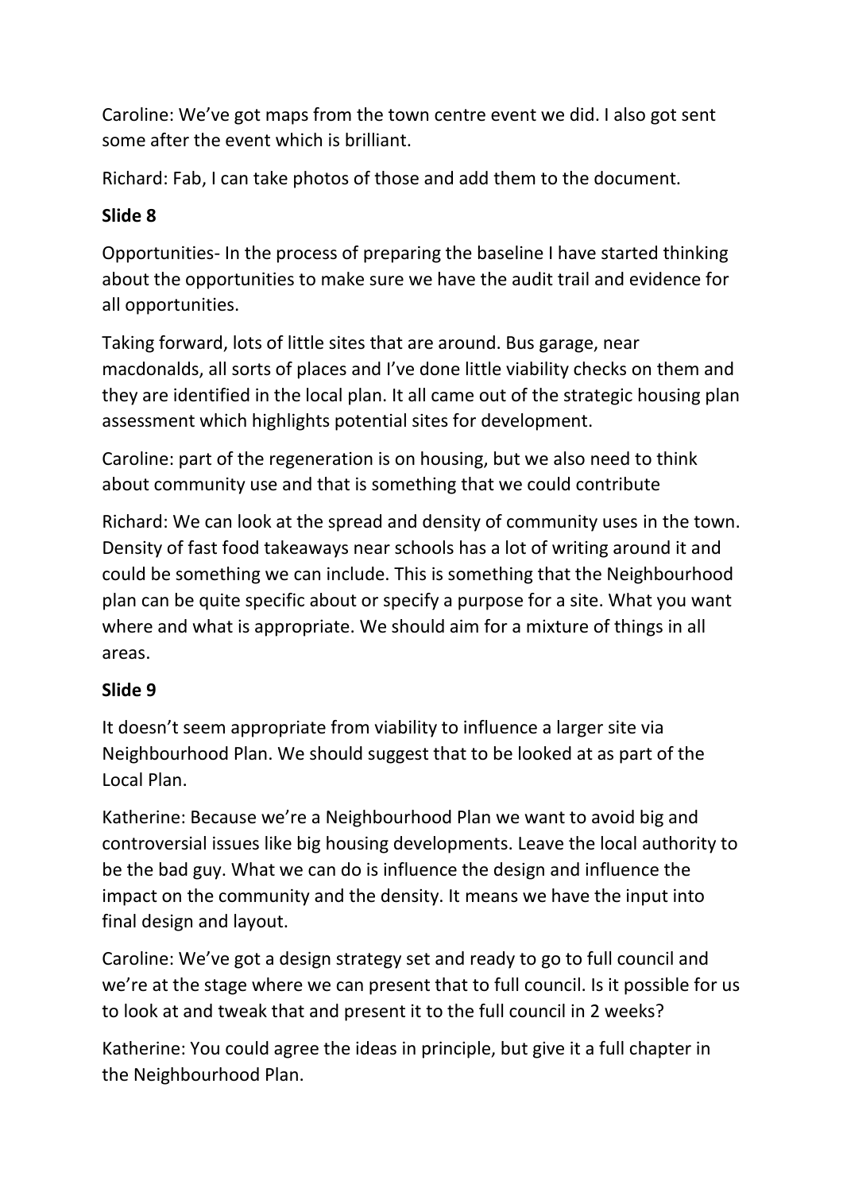Caroline: We've got maps from the town centre event we did. I also got sent some after the event which is brilliant.

Richard: Fab, I can take photos of those and add them to the document.

**Slide 8**

Opportunities- In the process of preparing the baseline I have started thinking about the opportunities to make sure we have the audit trail and evidence for all opportunities.

Taking forward, lots of little sites that are around. Bus garage, near macdonalds, all sorts of places and I've done little viability checks on them and they are identified in the local plan. It all came out of the strategic housing plan assessment which highlights potential sites for development.

Caroline: part of the regeneration is on housing, but we also need to think about community use and that is something that we could contribute

Richard: We can look at the spread and density of community uses in the town. Density of fast food takeaways near schools has a lot of writing around it and could be something we can include. This is something that the Neighbourhood plan can be quite specific about or specify a purpose for a site. What you want where and what is appropriate. We should aim for a mixture of things in all areas.

**Slide 9**

It doesn't seem appropriate from viability to influence a larger site via Neighbourhood Plan. We should suggest that to be looked at as part of the Local Plan.

Katherine: Because we're a Neighbourhood Plan we want to avoid big and controversial issues like big housing developments. Leave the local authority to be the bad guy. What we can do is influence the design and influence the impact on the community and the density. It means we have the input into final design and layout.

Caroline: We've got a design strategy set and ready to go to full council and we're at the stage where we can present that to full council. Is it possible for us to look at and tweak that and present it to the full council in 2 weeks?

Katherine: You could agree the ideas in principle, but give it a full chapter in the Neighbourhood Plan.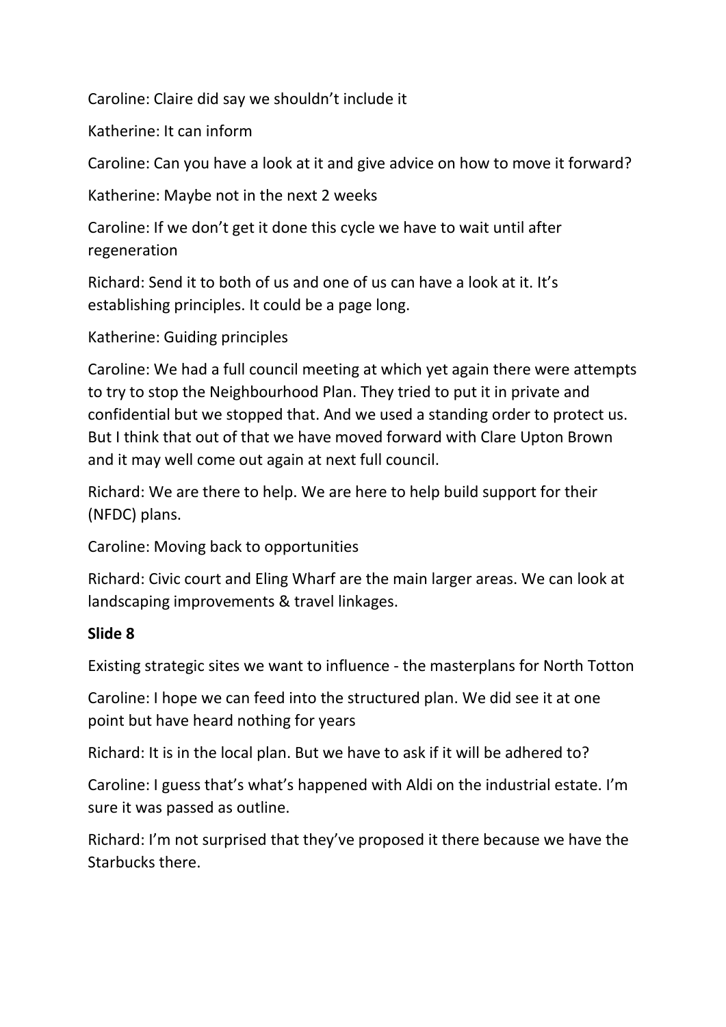Caroline: Claire did say we shouldn't include it

Katherine: It can inform

Caroline: Can you have a look at it and give advice on how to move it forward?

Katherine: Maybe not in the next 2 weeks

Caroline: If we don't get it done this cycle we have to wait until after regeneration

Richard: Send it to both of us and one of us can have a look at it. It's establishing principles. It could be a page long.

Katherine: Guiding principles

Caroline: We had a full council meeting at which yet again there were attempts to try to stop the Neighbourhood Plan. They tried to put it in private and confidential but we stopped that. And we used a standing order to protect us. But I think that out of that we have moved forward with Clare Upton Brown and it may well come out again at next full council.

Richard: We are there to help. We are here to help build support for their (NFDC) plans.

Caroline: Moving back to opportunities

Richard: Civic court and Eling Wharf are the main larger areas. We can look at landscaping improvements & travel linkages.

**Slide 8**

Existing strategic sites we want to influence - the masterplans for North Totton

Caroline: I hope we can feed into the structured plan. We did see it at one point but have heard nothing for years

Richard: It is in the local plan. But we have to ask if it will be adhered to?

Caroline: I guess that's what's happened with Aldi on the industrial estate. I'm sure it was passed as outline.

Richard: I'm not surprised that they've proposed it there because we have the Starbucks there.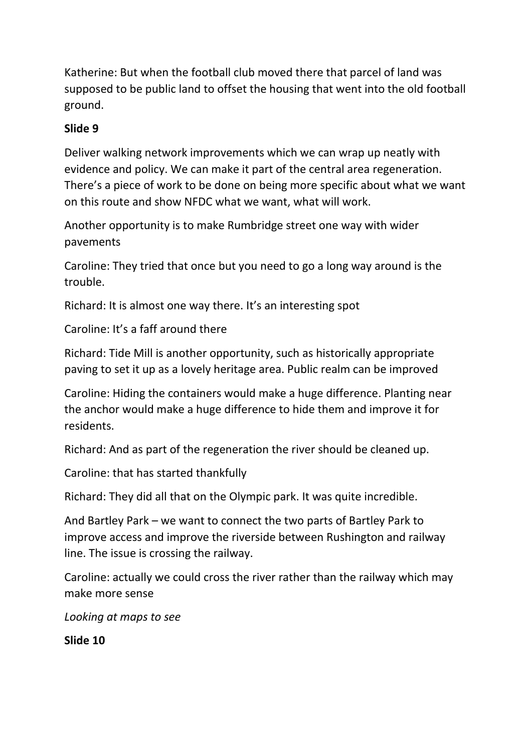Katherine: But when the football club moved there that parcel of land was supposed to be public land to offset the housing that went into the old football ground.

**Slide 9**

Deliver walking network improvements which we can wrap up neatly with evidence and policy. We can make it part of the central area regeneration. There's a piece of work to be done on being more specific about what we want on this route and show NFDC what we want, what will work.

Another opportunity is to make Rumbridge street one way with wider pavements

Caroline: They tried that once but you need to go a long way around is the trouble.

Richard: It is almost one way there. It's an interesting spot

Caroline: It's a faff around there

Richard: Tide Mill is another opportunity, such as historically appropriate paving to set it up as a lovely heritage area. Public realm can be improved

Caroline: Hiding the containers would make a huge difference. Planting near the anchor would make a huge difference to hide them and improve it for residents.

Richard: And as part of the regeneration the river should be cleaned up.

Caroline: that has started thankfully

Richard: They did all that on the Olympic park. It was quite incredible.

And Bartley Park – we want to connect the two parts of Bartley Park to improve access and improve the riverside between Rushington and railway line. The issue is crossing the railway.

Caroline: actually we could cross the river rather than the railway which may make more sense

*Looking at maps to see*

**Slide 10**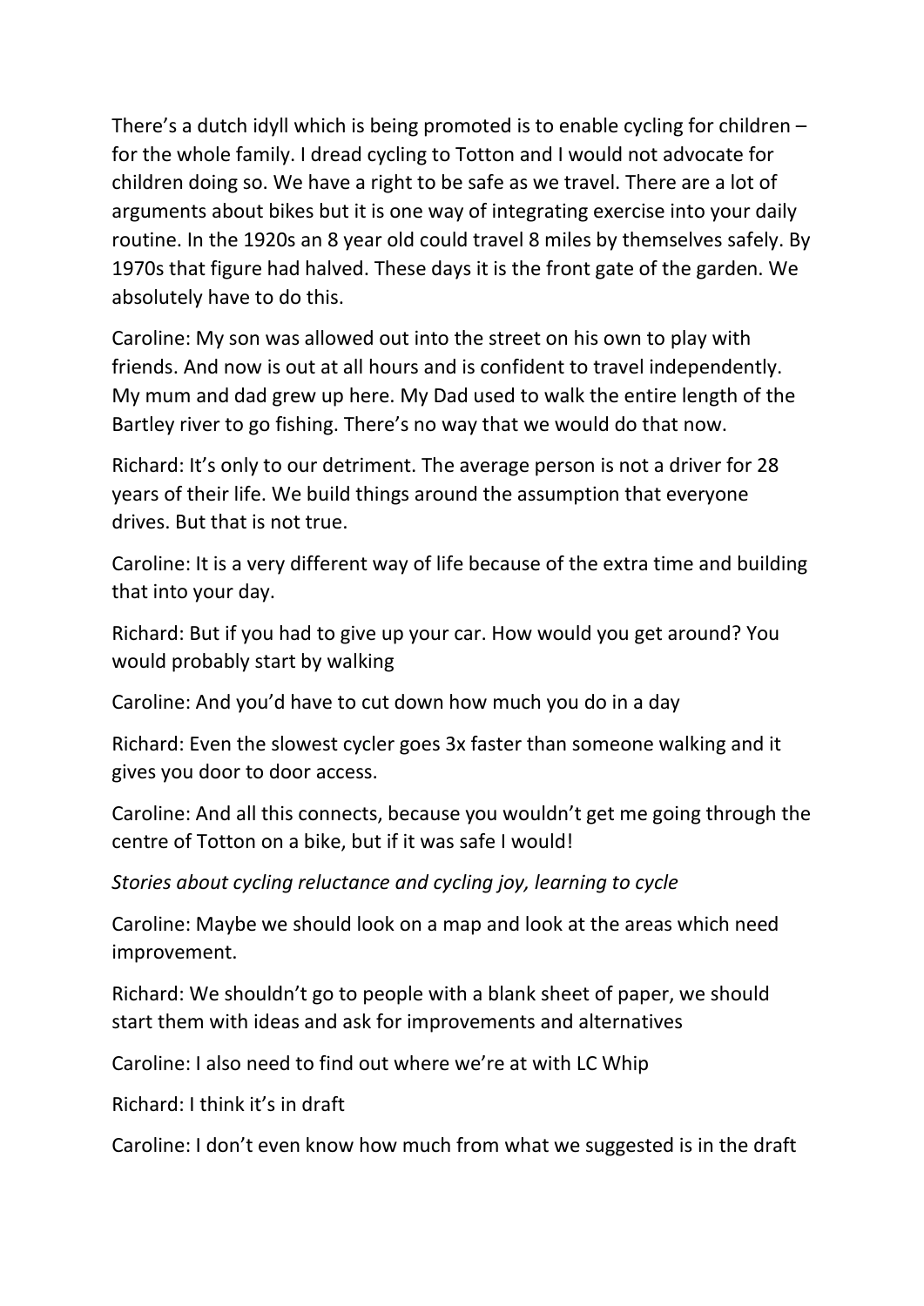There's a dutch idyll which is being promoted is to enable cycling for children – for the whole family. I dread cycling to Totton and I would not advocate for children doing so. We have a right to be safe as we travel. There are a lot of arguments about bikes but it is one way of integrating exercise into your daily routine. In the 1920s an 8 year old could travel 8 miles by themselves safely. By 1970s that figure had halved. These days it is the front gate of the garden. We absolutely have to do this.

Caroline: My son was allowed out into the street on his own to play with friends. And now is out at all hours and is confident to travel independently. My mum and dad grew up here. My Dad used to walk the entire length of the Bartley river to go fishing. There's no way that we would do that now.

Richard: It's only to our detriment. The average person is not a driver for 28 years of their life. We build things around the assumption that everyone drives. But that is not true.

Caroline: It is a very different way of life because of the extra time and building that into your day.

Richard: But if you had to give up your car. How would you get around? You would probably start by walking

Caroline: And you'd have to cut down how much you do in a day

Richard: Even the slowest cycler goes 3x faster than someone walking and it gives you door to door access.

Caroline: And all this connects, because you wouldn't get me going through the centre of Totton on a bike, but if it was safe I would!

*Stories about cycling reluctance and cycling joy, learning to cycle*

Caroline: Maybe we should look on a map and look at the areas which need improvement.

Richard: We shouldn't go to people with a blank sheet of paper, we should start them with ideas and ask for improvements and alternatives

Caroline: I also need to find out where we're at with LC Whip

Richard: I think it's in draft

Caroline: I don't even know how much from what we suggested is in the draft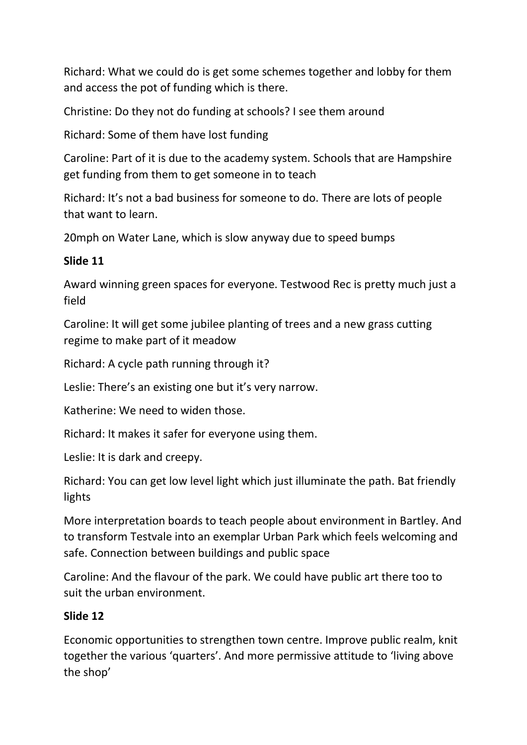Richard: What we could do is get some schemes together and lobby for them and access the pot of funding which is there.

Christine: Do they not do funding at schools? I see them around

Richard: Some of them have lost funding

Caroline: Part of it is due to the academy system. Schools that are Hampshire get funding from them to get someone in to teach

Richard: It's not a bad business for someone to do. There are lots of people that want to learn.

20mph on Water Lane, which is slow anyway due to speed bumps

**Slide 11**

Award winning green spaces for everyone. Testwood Rec is pretty much just a field

Caroline: It will get some jubilee planting of trees and a new grass cutting regime to make part of it meadow

Richard: A cycle path running through it?

Leslie: There's an existing one but it's very narrow.

Katherine: We need to widen those.

Richard: It makes it safer for everyone using them.

Leslie: It is dark and creepy.

Richard: You can get low level light which just illuminate the path. Bat friendly lights

More interpretation boards to teach people about environment in Bartley. And to transform Testvale into an exemplar Urban Park which feels welcoming and safe. Connection between buildings and public space

Caroline: And the flavour of the park. We could have public art there too to suit the urban environment.

**Slide 12**

Economic opportunities to strengthen town centre. Improve public realm, knit together the various 'quarters'. And more permissive attitude to 'living above the shop'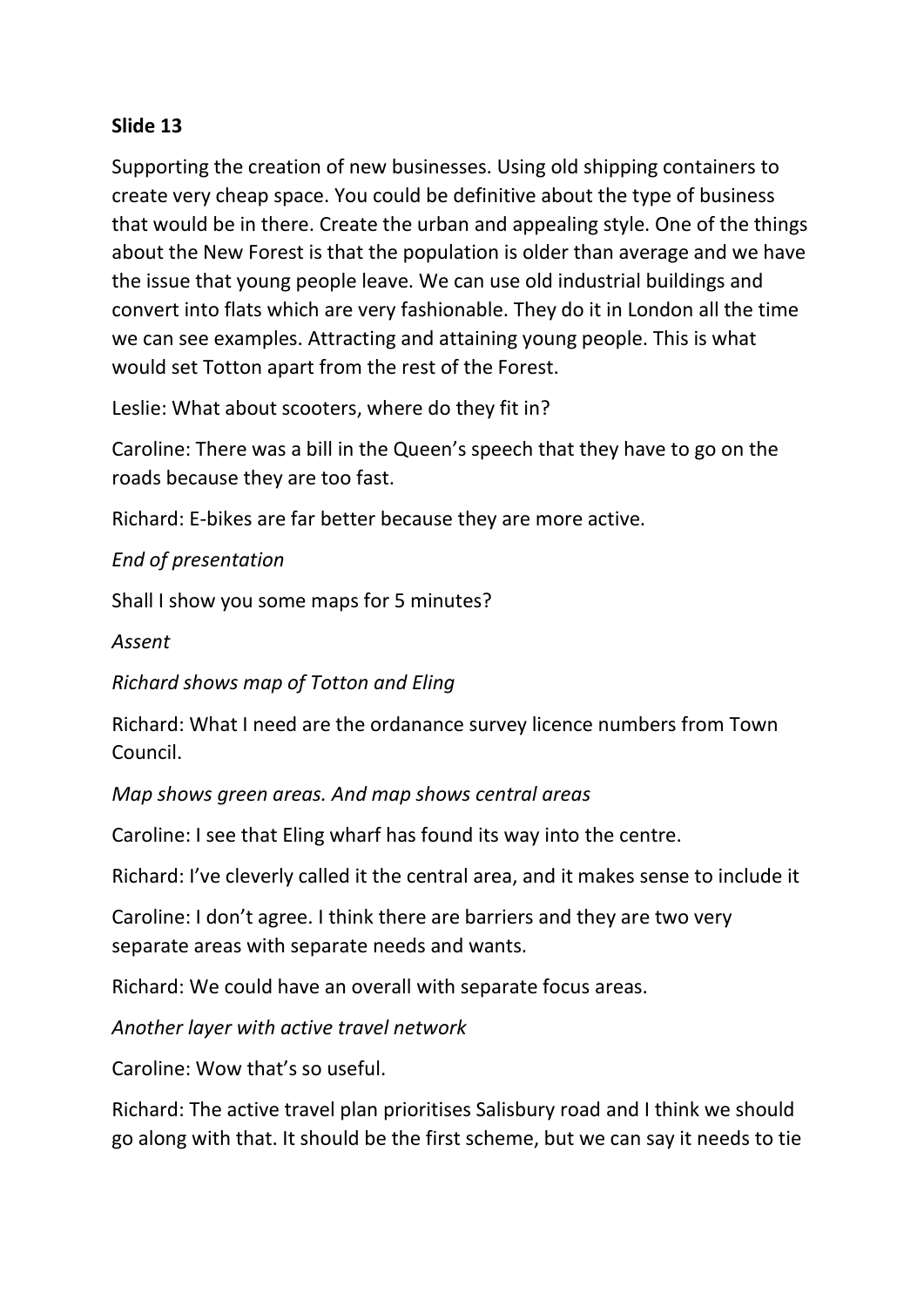**Slide 13**

Supporting the creation of new businesses. Using old shipping containers to create very cheap space. You could be definitive about the type of business that would be in there. Create the urban and appealing style. One of the things about the New Forest is that the population is older than average and we have the issue that young people leave. We can use old industrial buildings and convert into flats which are very fashionable. They do it in London all the time we can see examples. Attracting and attaining young people. This is what would set Totton apart from the rest of the Forest.

Leslie: What about scooters, where do they fit in?

Caroline: There was a bill in the Queen's speech that they have to go on the roads because they are too fast.

Richard: E-bikes are far better because they are more active.

*End of presentation*

Shall I show you some maps for 5 minutes?

*Assent*

*Richard shows map of Totton and Eling*

Richard: What I need are the ordanance survey licence numbers from Town Council.

*Map shows green areas. And map shows central areas*

Caroline: I see that Eling wharf has found its way into the centre.

Richard: I've cleverly called it the central area, and it makes sense to include it

Caroline: I don't agree. I think there are barriers and they are two very separate areas with separate needs and wants.

Richard: We could have an overall with separate focus areas.

*Another layer with active travel network*

Caroline: Wow that's so useful.

Richard: The active travel plan prioritises Salisbury road and I think we should go along with that. It should be the first scheme, but we can say it needs to tie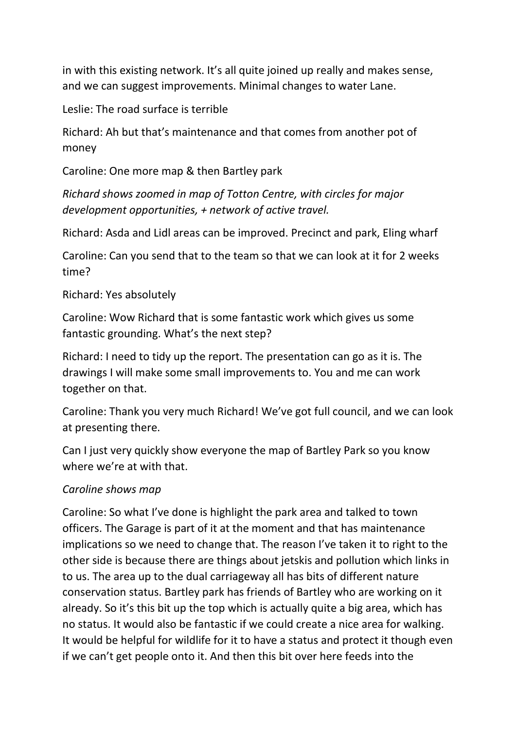in with this existing network. It's all quite joined up really and makes sense, and we can suggest improvements. Minimal changes to water Lane.

Leslie: The road surface is terrible

Richard: Ah but that's maintenance and that comes from another pot of money

Caroline: One more map & then Bartley park

*Richard shows zoomed in map of Totton Centre, with circles for major development opportunities, + network of active travel.*

Richard: Asda and Lidl areas can be improved. Precinct and park, Eling wharf

Caroline: Can you send that to the team so that we can look at it for 2 weeks time?

Richard: Yes absolutely

Caroline: Wow Richard that is some fantastic work which gives us some fantastic grounding. What's the next step?

Richard: I need to tidy up the report. The presentation can go as it is. The drawings I will make some small improvements to. You and me can work together on that.

Caroline: Thank you very much Richard! We've got full council, and we can look at presenting there.

Can I just very quickly show everyone the map of Bartley Park so you know where we're at with that.

*Caroline shows map*

Caroline: So what I've done is highlight the park area and talked to town officers. The Garage is part of it at the moment and that has maintenance implications so we need to change that. The reason I've taken it to right to the other side is because there are things about jetskis and pollution which links in to us. The area up to the dual carriageway all has bits of different nature conservation status. Bartley park has friends of Bartley who are working on it already. So it's this bit up the top which is actually quite a big area, which has no status. It would also be fantastic if we could create a nice area for walking. It would be helpful for wildlife for it to have a status and protect it though even if we can't get people onto it. And then this bit over here feeds into the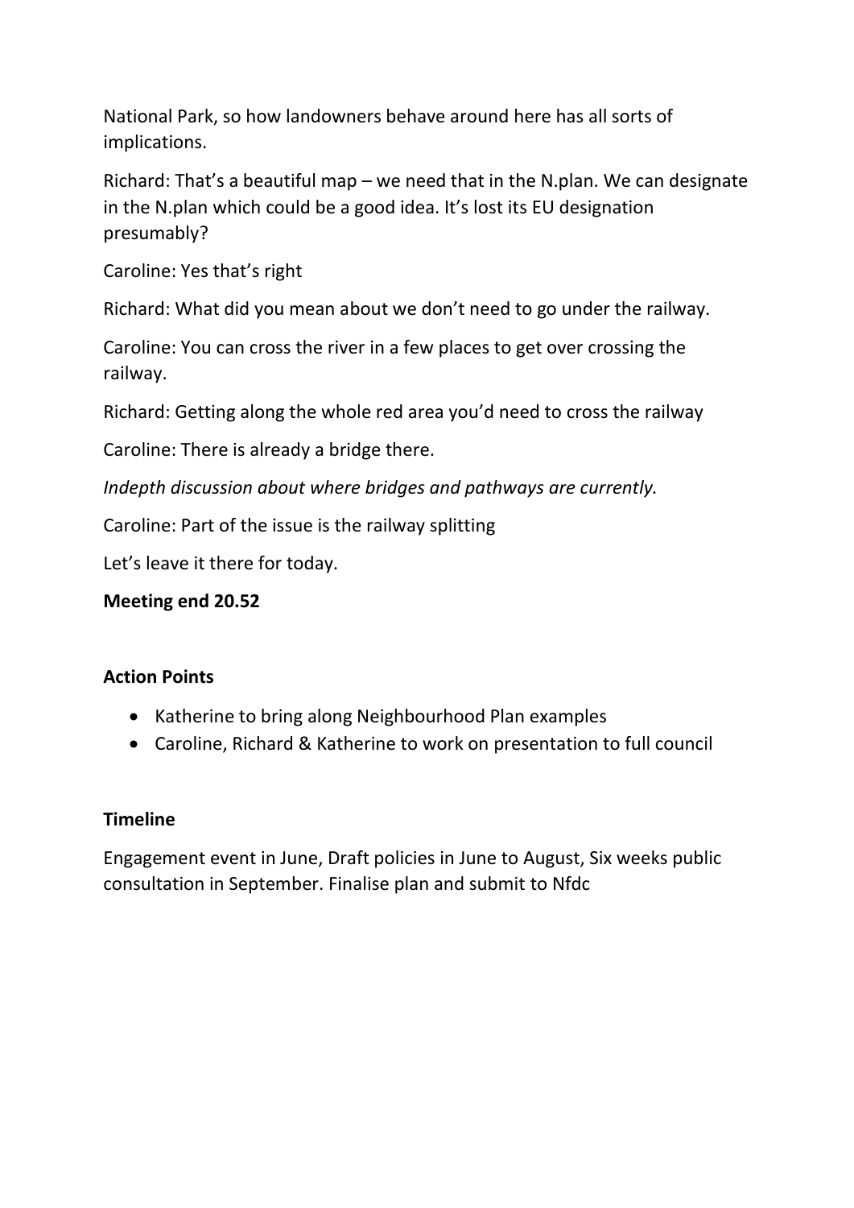National Park, so how landowners behave around here has all sorts of implications.

Richard: That's a beautiful map – we need that in the N.plan. We can designate in the N.plan which could be a good idea. It's lost its EU designation presumably?

Caroline: Yes that's right

Richard: What did you mean about we don't need to go under the railway.

Caroline: You can cross the river in a few places to get over crossing the railway.

Richard: Getting along the whole red area you'd need to cross the railway

Caroline: There is already a bridge there.

*Indepth discussion about where bridges and pathways are currently.*

Caroline: Part of the issue is the railway splitting

Let's leave it there for today.

**Meeting end 20.52**

**Action Points**

- Katherine to bring along Neighbourhood Plan examples
- Caroline, Richard & Katherine to work on presentation to full council

**Timeline**

Engagement event in June, Draft policies in June to August, Six weeks public consultation in September. Finalise plan and submit to Nfdc